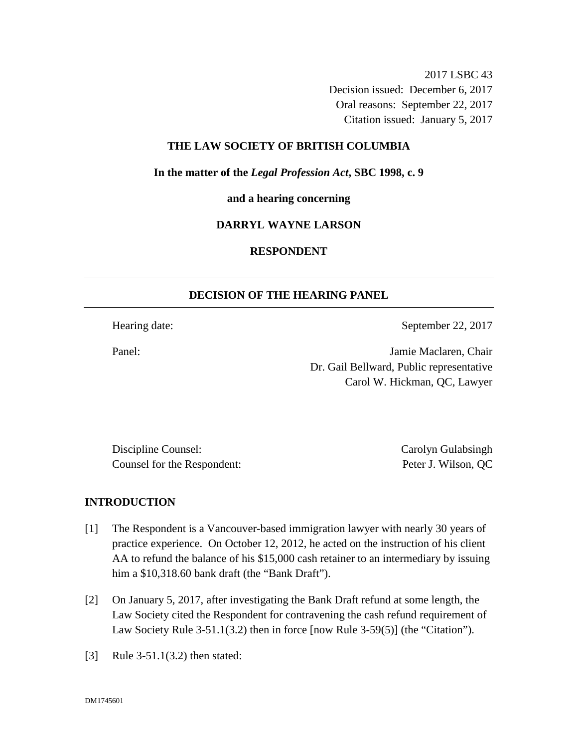2017 LSBC 43
Decision issued: December 6, 2017
Oral reasons: September 22, 2017
Citation issued: January 5, 2017

**THE LAW SOCIETY OF BRITISH COLUMBIA**

**In the matter of the *Legal Profession Act*, SBC 1998, c. 9**

**and a hearing concerning**

**DARRYL WAYNE LARSON**

**RESPONDENT**

---

## DECISION OF THE HEARING PANEL

---

Hearing date: September 22, 2017

Panel: Jamie Maclaren, Chair
Dr. Gail Bellward, Public representative
Carol W. Hickman, QC, Lawyer

Discipline Counsel: Carolyn Gulabsingh
Counsel for the Respondent: Peter J. Wilson, QC

## INTRODUCTION

[1] The Respondent is a Vancouver-based immigration lawyer with nearly 30 years of practice experience. On October 12, 2012, he acted on the instruction of his client AA to refund the balance of his $15,000 cash retainer to an intermediary by issuing him a $10,318.60 bank draft (the "Bank Draft").

[2] On January 5, 2017, after investigating the Bank Draft refund at some length, the Law Society cited the Respondent for contravening the cash refund requirement of Law Society Rule 3-51.1(3.2) then in force [now Rule 3-59(5)] (the "Citation").

[3] Rule 3-51.1(3.2) then stated: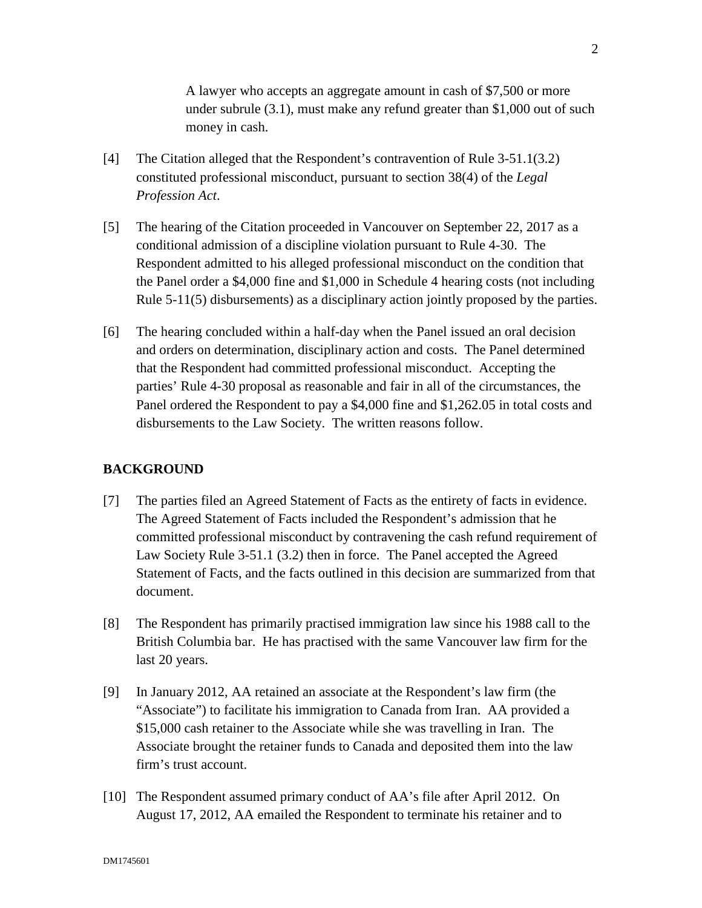> A lawyer who accepts an aggregate amount in cash of $7,500 or more under subrule (3.1), must make any refund greater than $1,000 out of such money in cash.

[4] The Citation alleged that the Respondent's contravention of Rule 3-51.1(3.2) constituted professional misconduct, pursuant to section 38(4) of the *Legal Profession Act*.

[5] The hearing of the Citation proceeded in Vancouver on September 22, 2017 as a conditional admission of a discipline violation pursuant to Rule 4-30. The Respondent admitted to his alleged professional misconduct on the condition that the Panel order a $4,000 fine and $1,000 in Schedule 4 hearing costs (not including Rule 5-11(5) disbursements) as a disciplinary action jointly proposed by the parties.

[6] The hearing concluded within a half-day when the Panel issued an oral decision and orders on determination, disciplinary action and costs. The Panel determined that the Respondent had committed professional misconduct. Accepting the parties' Rule 4-30 proposal as reasonable and fair in all of the circumstances, the Panel ordered the Respondent to pay a $4,000 fine and $1,262.05 in total costs and disbursements to the Law Society. The written reasons follow.

## BACKGROUND

[7] The parties filed an Agreed Statement of Facts as the entirety of facts in evidence. The Agreed Statement of Facts included the Respondent's admission that he committed professional misconduct by contravening the cash refund requirement of Law Society Rule 3-51.1 (3.2) then in force. The Panel accepted the Agreed Statement of Facts, and the facts outlined in this decision are summarized from that document.

[8] The Respondent has primarily practised immigration law since his 1988 call to the British Columbia bar. He has practised with the same Vancouver law firm for the last 20 years.

[9] In January 2012, AA retained an associate at the Respondent's law firm (the "Associate") to facilitate his immigration to Canada from Iran. AA provided a $15,000 cash retainer to the Associate while she was travelling in Iran. The Associate brought the retainer funds to Canada and deposited them into the law firm's trust account.

[10] The Respondent assumed primary conduct of AA's file after April 2012. On August 17, 2012, AA emailed the Respondent to terminate his retainer and to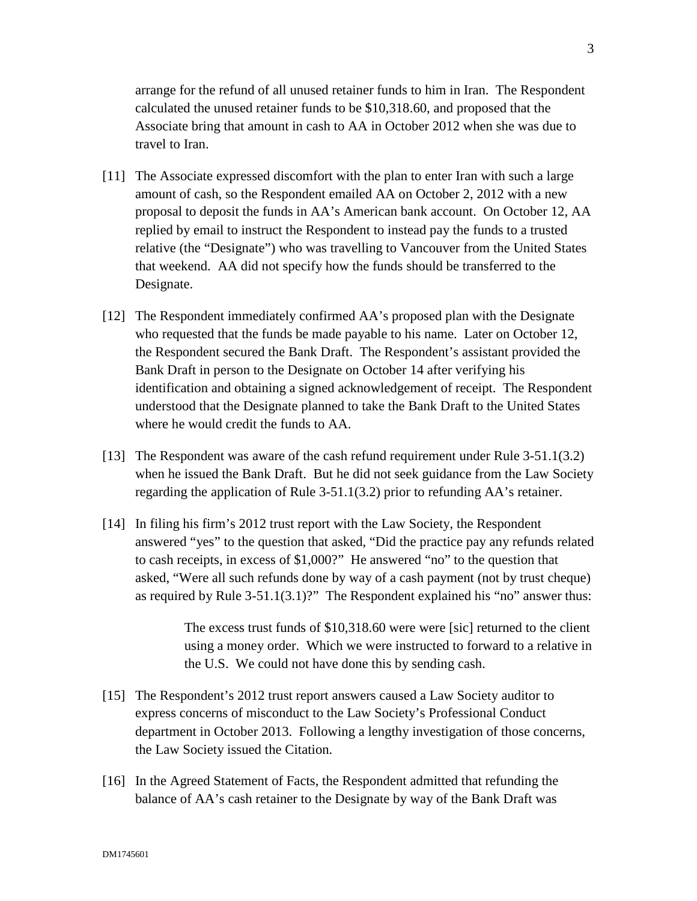arrange for the refund of all unused retainer funds to him in Iran. The Respondent calculated the unused retainer funds to be $10,318.60, and proposed that the Associate bring that amount in cash to AA in October 2012 when she was due to travel to Iran.

[11] The Associate expressed discomfort with the plan to enter Iran with such a large amount of cash, so the Respondent emailed AA on October 2, 2012 with a new proposal to deposit the funds in AA's American bank account. On October 12, AA replied by email to instruct the Respondent to instead pay the funds to a trusted relative (the "Designate") who was travelling to Vancouver from the United States that weekend. AA did not specify how the funds should be transferred to the Designate.

[12] The Respondent immediately confirmed AA's proposed plan with the Designate who requested that the funds be made payable to his name. Later on October 12, the Respondent secured the Bank Draft. The Respondent's assistant provided the Bank Draft in person to the Designate on October 14 after verifying his identification and obtaining a signed acknowledgement of receipt. The Respondent understood that the Designate planned to take the Bank Draft to the United States where he would credit the funds to AA.

[13] The Respondent was aware of the cash refund requirement under Rule 3-51.1(3.2) when he issued the Bank Draft. But he did not seek guidance from the Law Society regarding the application of Rule 3-51.1(3.2) prior to refunding AA's retainer.

[14] In filing his firm's 2012 trust report with the Law Society, the Respondent answered "yes" to the question that asked, "Did the practice pay any refunds related to cash receipts, in excess of $1,000?" He answered "no" to the question that asked, "Were all such refunds done by way of a cash payment (not by trust cheque) as required by Rule 3-51.1(3.1)?" The Respondent explained his "no" answer thus:

> The excess trust funds of $10,318.60 were were [sic] returned to the client using a money order. Which we were instructed to forward to a relative in the U.S. We could not have done this by sending cash.

[15] The Respondent's 2012 trust report answers caused a Law Society auditor to express concerns of misconduct to the Law Society's Professional Conduct department in October 2013. Following a lengthy investigation of those concerns, the Law Society issued the Citation.

[16] In the Agreed Statement of Facts, the Respondent admitted that refunding the balance of AA's cash retainer to the Designate by way of the Bank Draft was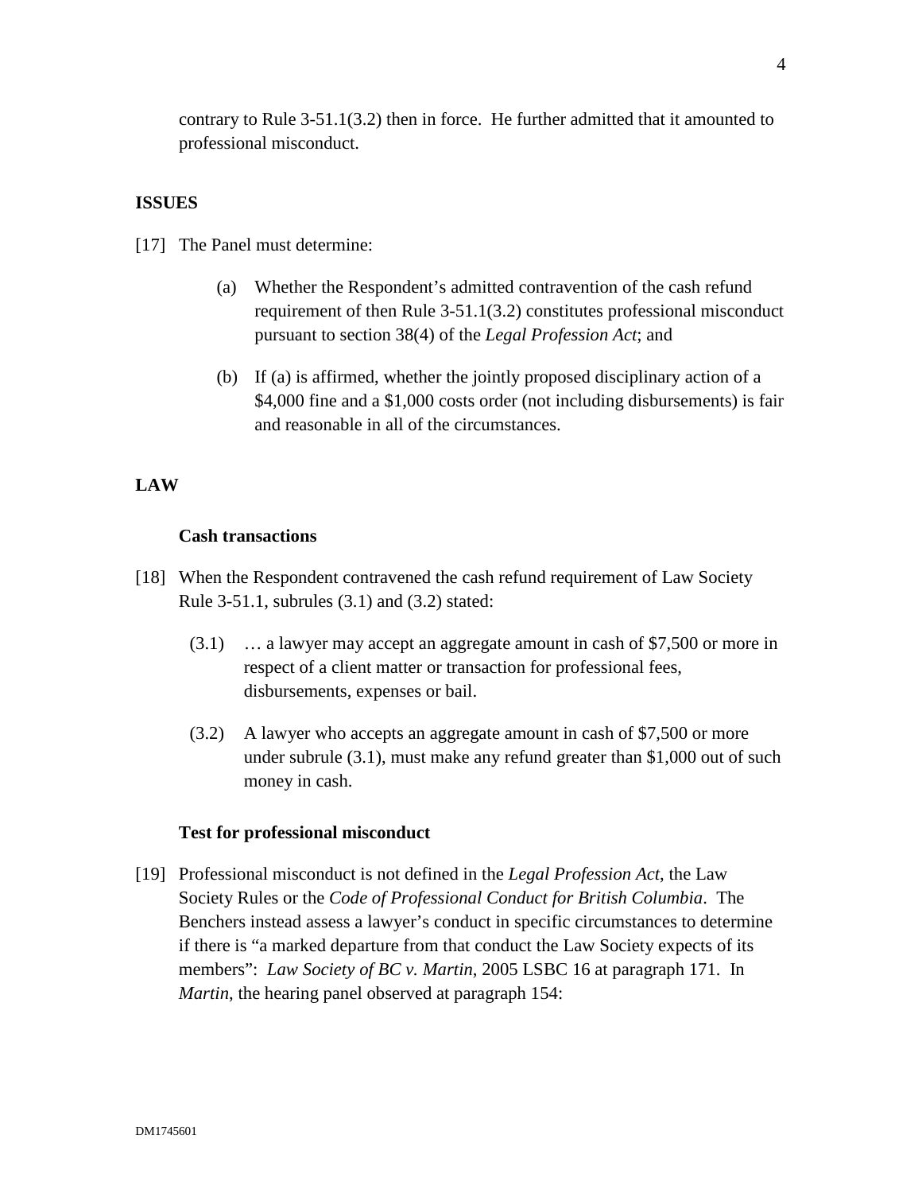contrary to Rule 3-51.1(3.2) then in force. He further admitted that it amounted to professional misconduct.

## ISSUES

[17] The Panel must determine:

(a) Whether the Respondent's admitted contravention of the cash refund requirement of then Rule 3-51.1(3.2) constitutes professional misconduct pursuant to section 38(4) of the *Legal Profession Act*; and

(b) If (a) is affirmed, whether the jointly proposed disciplinary action of a $4,000 fine and a $1,000 costs order (not including disbursements) is fair and reasonable in all of the circumstances.

## LAW

### Cash transactions

[18] When the Respondent contravened the cash refund requirement of Law Society Rule 3-51.1, subrules (3.1) and (3.2) stated:

> (3.1) … a lawyer may accept an aggregate amount in cash of $7,500 or more in respect of a client matter or transaction for professional fees, disbursements, expenses or bail.
>
> (3.2) A lawyer who accepts an aggregate amount in cash of $7,500 or more under subrule (3.1), must make any refund greater than $1,000 out of such money in cash.

### Test for professional misconduct

[19] Professional misconduct is not defined in the *Legal Profession Act*, the Law Society Rules or the *Code of Professional Conduct for British Columbia*. The Benchers instead assess a lawyer's conduct in specific circumstances to determine if there is "a marked departure from that conduct the Law Society expects of its members": *Law Society of BC v. Martin*, 2005 LSBC 16 at paragraph 171. In *Martin*, the hearing panel observed at paragraph 154:

DM1745601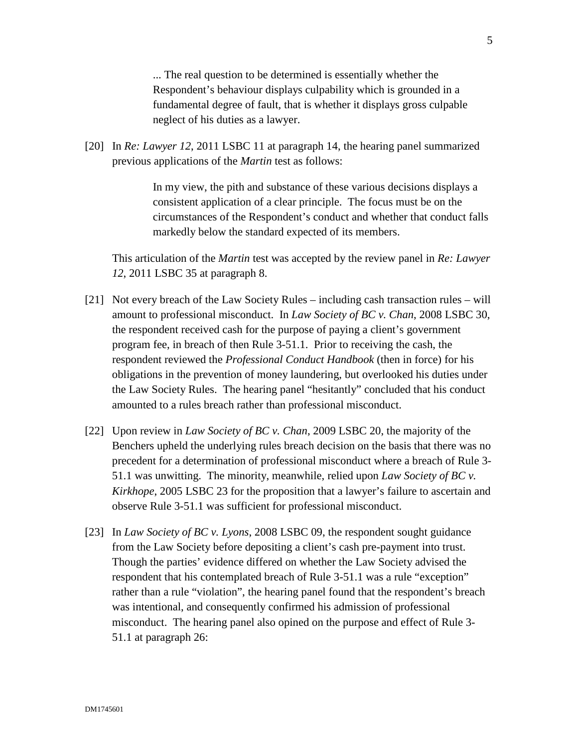> ... The real question to be determined is essentially whether the Respondent's behaviour displays culpability which is grounded in a fundamental degree of fault, that is whether it displays gross culpable neglect of his duties as a lawyer.

[20] In *Re: Lawyer 12*, 2011 LSBC 11 at paragraph 14, the hearing panel summarized previous applications of the *Martin* test as follows:

> In my view, the pith and substance of these various decisions displays a consistent application of a clear principle. The focus must be on the circumstances of the Respondent's conduct and whether that conduct falls markedly below the standard expected of its members.

This articulation of the *Martin* test was accepted by the review panel in *Re: Lawyer 12*, 2011 LSBC 35 at paragraph 8.

[21] Not every breach of the Law Society Rules – including cash transaction rules – will amount to professional misconduct. In *Law Society of BC v. Chan*, 2008 LSBC 30, the respondent received cash for the purpose of paying a client's government program fee, in breach of then Rule 3-51.1. Prior to receiving the cash, the respondent reviewed the *Professional Conduct Handbook* (then in force) for his obligations in the prevention of money laundering, but overlooked his duties under the Law Society Rules. The hearing panel "hesitantly" concluded that his conduct amounted to a rules breach rather than professional misconduct.

[22] Upon review in *Law Society of BC v. Chan*, 2009 LSBC 20, the majority of the Benchers upheld the underlying rules breach decision on the basis that there was no precedent for a determination of professional misconduct where a breach of Rule 3-51.1 was unwitting. The minority, meanwhile, relied upon *Law Society of BC v. Kirkhope*, 2005 LSBC 23 for the proposition that a lawyer's failure to ascertain and observe Rule 3-51.1 was sufficient for professional misconduct.

[23] In *Law Society of BC v. Lyons*, 2008 LSBC 09, the respondent sought guidance from the Law Society before depositing a client's cash pre-payment into trust. Though the parties' evidence differed on whether the Law Society advised the respondent that his contemplated breach of Rule 3-51.1 was a rule "exception" rather than a rule "violation", the hearing panel found that the respondent's breach was intentional, and consequently confirmed his admission of professional misconduct. The hearing panel also opined on the purpose and effect of Rule 3-51.1 at paragraph 26: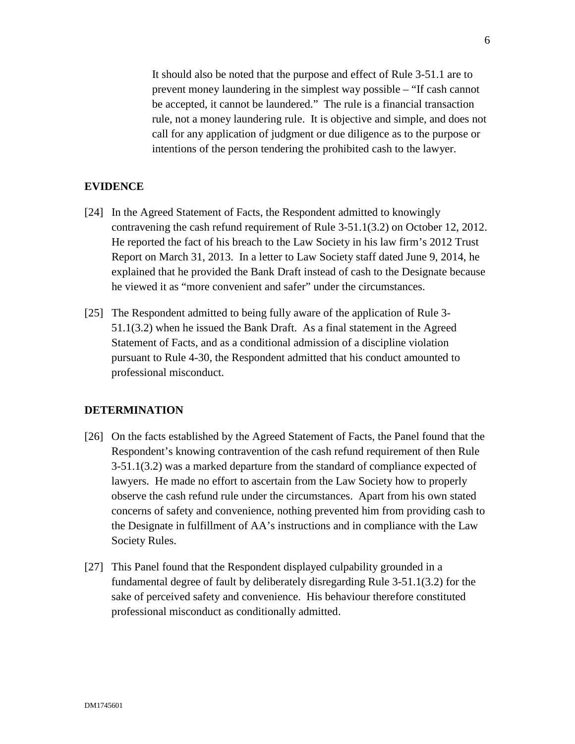> It should also be noted that the purpose and effect of Rule 3-51.1 are to prevent money laundering in the simplest way possible – "If cash cannot be accepted, it cannot be laundered." The rule is a financial transaction rule, not a money laundering rule. It is objective and simple, and does not call for any application of judgment or due diligence as to the purpose or intentions of the person tendering the prohibited cash to the lawyer.

## EVIDENCE

[24] In the Agreed Statement of Facts, the Respondent admitted to knowingly contravening the cash refund requirement of Rule 3-51.1(3.2) on October 12, 2012. He reported the fact of his breach to the Law Society in his law firm's 2012 Trust Report on March 31, 2013. In a letter to Law Society staff dated June 9, 2014, he explained that he provided the Bank Draft instead of cash to the Designate because he viewed it as "more convenient and safer" under the circumstances.

[25] The Respondent admitted to being fully aware of the application of Rule 3-51.1(3.2) when he issued the Bank Draft. As a final statement in the Agreed Statement of Facts, and as a conditional admission of a discipline violation pursuant to Rule 4-30, the Respondent admitted that his conduct amounted to professional misconduct.

## DETERMINATION

[26] On the facts established by the Agreed Statement of Facts, the Panel found that the Respondent's knowing contravention of the cash refund requirement of then Rule 3-51.1(3.2) was a marked departure from the standard of compliance expected of lawyers. He made no effort to ascertain from the Law Society how to properly observe the cash refund rule under the circumstances. Apart from his own stated concerns of safety and convenience, nothing prevented him from providing cash to the Designate in fulfillment of AA's instructions and in compliance with the Law Society Rules.

[27] This Panel found that the Respondent displayed culpability grounded in a fundamental degree of fault by deliberately disregarding Rule 3-51.1(3.2) for the sake of perceived safety and convenience. His behaviour therefore constituted professional misconduct as conditionally admitted.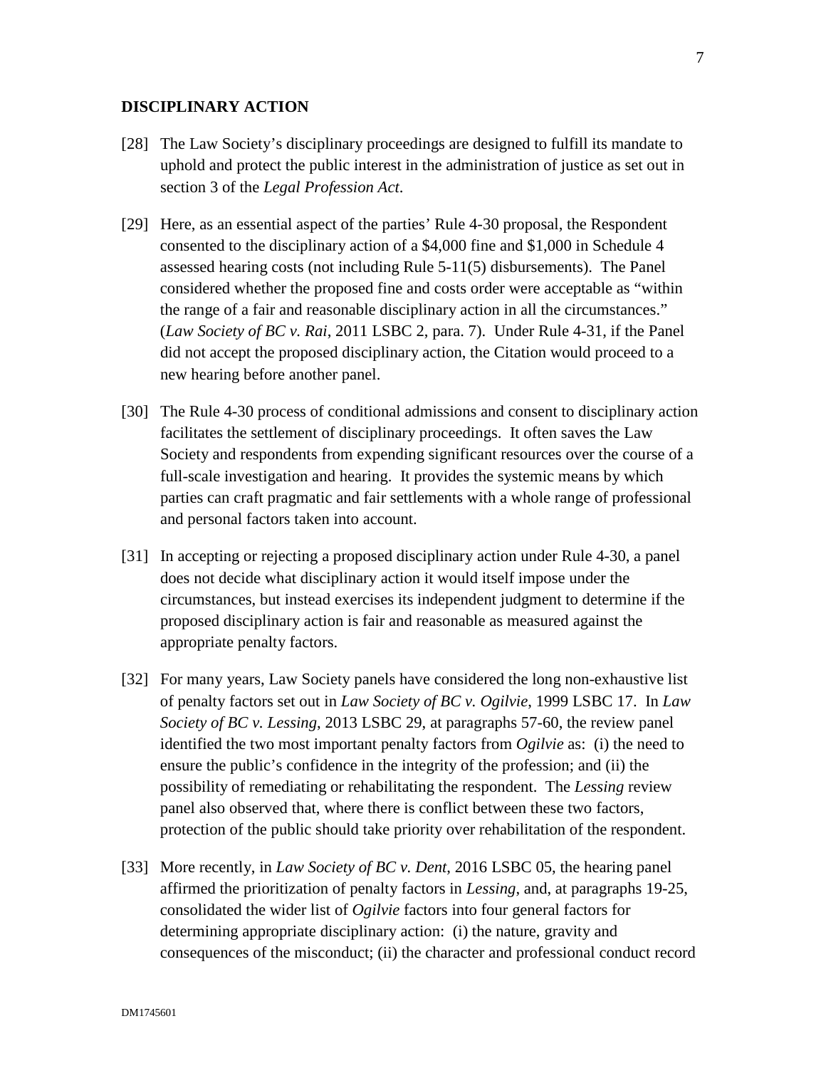## DISCIPLINARY ACTION

[28] The Law Society's disciplinary proceedings are designed to fulfill its mandate to uphold and protect the public interest in the administration of justice as set out in section 3 of the *Legal Profession Act*.

[29] Here, as an essential aspect of the parties' Rule 4-30 proposal, the Respondent consented to the disciplinary action of a $4,000 fine and $1,000 in Schedule 4 assessed hearing costs (not including Rule 5-11(5) disbursements). The Panel considered whether the proposed fine and costs order were acceptable as "within the range of a fair and reasonable disciplinary action in all the circumstances." (*Law Society of BC v. Rai*, 2011 LSBC 2, para. 7). Under Rule 4-31, if the Panel did not accept the proposed disciplinary action, the Citation would proceed to a new hearing before another panel.

[30] The Rule 4-30 process of conditional admissions and consent to disciplinary action facilitates the settlement of disciplinary proceedings. It often saves the Law Society and respondents from expending significant resources over the course of a full-scale investigation and hearing. It provides the systemic means by which parties can craft pragmatic and fair settlements with a whole range of professional and personal factors taken into account.

[31] In accepting or rejecting a proposed disciplinary action under Rule 4-30, a panel does not decide what disciplinary action it would itself impose under the circumstances, but instead exercises its independent judgment to determine if the proposed disciplinary action is fair and reasonable as measured against the appropriate penalty factors.

[32] For many years, Law Society panels have considered the long non-exhaustive list of penalty factors set out in *Law Society of BC v. Ogilvie*, 1999 LSBC 17. In *Law Society of BC v. Lessing,* 2013 LSBC 29, at paragraphs 57-60, the review panel identified the two most important penalty factors from *Ogilvie* as: (i) the need to ensure the public's confidence in the integrity of the profession; and (ii) the possibility of remediating or rehabilitating the respondent. The *Lessing* review panel also observed that, where there is conflict between these two factors, protection of the public should take priority over rehabilitation of the respondent.

[33] More recently, in *Law Society of BC v. Dent*, 2016 LSBC 05, the hearing panel affirmed the prioritization of penalty factors in *Lessing*, and, at paragraphs 19-25, consolidated the wider list of *Ogilvie* factors into four general factors for determining appropriate disciplinary action: (i) the nature, gravity and consequences of the misconduct; (ii) the character and professional conduct record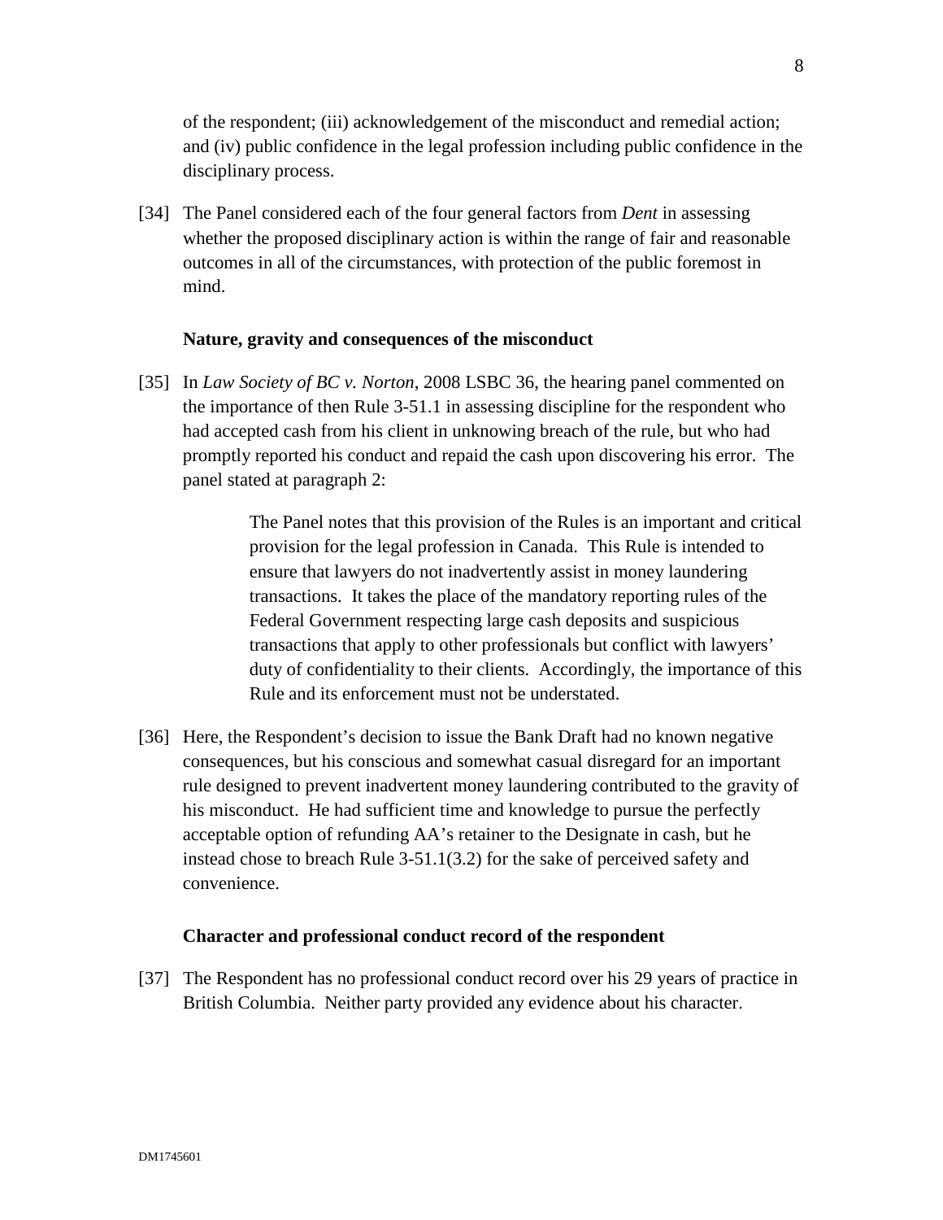of the respondent; (iii) acknowledgement of the misconduct and remedial action; and (iv) public confidence in the legal profession including public confidence in the disciplinary process.

[34] The Panel considered each of the four general factors from *Dent* in assessing whether the proposed disciplinary action is within the range of fair and reasonable outcomes in all of the circumstances, with protection of the public foremost in mind.

**Nature, gravity and consequences of the misconduct**

[35] In *Law Society of BC v. Norton*, 2008 LSBC 36, the hearing panel commented on the importance of then Rule 3-51.1 in assessing discipline for the respondent who had accepted cash from his client in unknowing breach of the rule, but who had promptly reported his conduct and repaid the cash upon discovering his error. The panel stated at paragraph 2:

> The Panel notes that this provision of the Rules is an important and critical provision for the legal profession in Canada. This Rule is intended to ensure that lawyers do not inadvertently assist in money laundering transactions. It takes the place of the mandatory reporting rules of the Federal Government respecting large cash deposits and suspicious transactions that apply to other professionals but conflict with lawyers' duty of confidentiality to their clients. Accordingly, the importance of this Rule and its enforcement must not be understated.

[36] Here, the Respondent's decision to issue the Bank Draft had no known negative consequences, but his conscious and somewhat casual disregard for an important rule designed to prevent inadvertent money laundering contributed to the gravity of his misconduct. He had sufficient time and knowledge to pursue the perfectly acceptable option of refunding AA's retainer to the Designate in cash, but he instead chose to breach Rule 3-51.1(3.2) for the sake of perceived safety and convenience.

**Character and professional conduct record of the respondent**

[37] The Respondent has no professional conduct record over his 29 years of practice in British Columbia. Neither party provided any evidence about his character.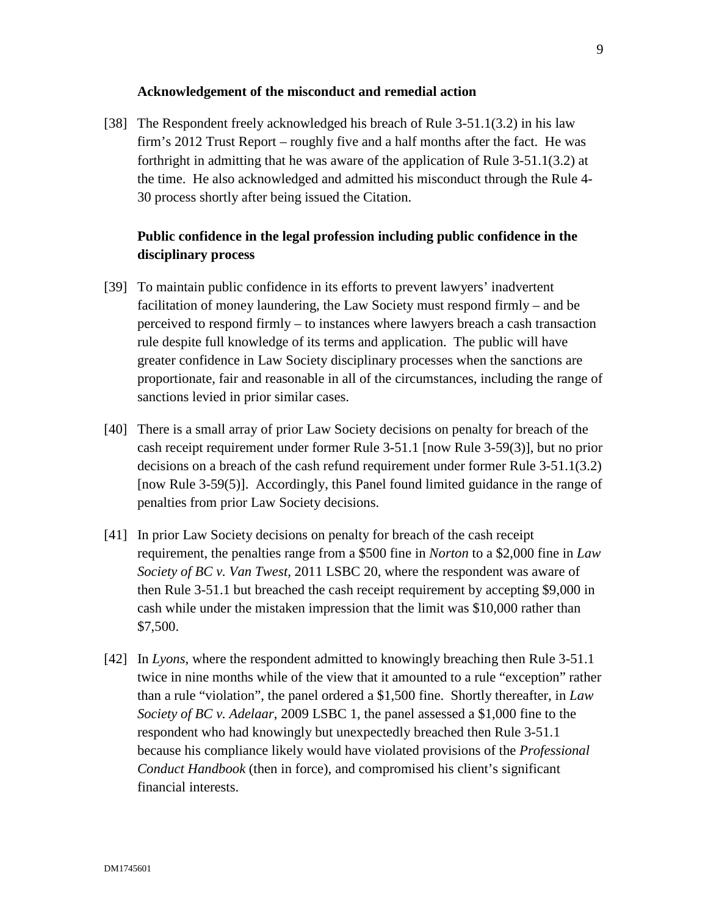**Acknowledgement of the misconduct and remedial action**

[38] The Respondent freely acknowledged his breach of Rule 3-51.1(3.2) in his law firm's 2012 Trust Report – roughly five and a half months after the fact. He was forthright in admitting that he was aware of the application of Rule 3-51.1(3.2) at the time. He also acknowledged and admitted his misconduct through the Rule 4-30 process shortly after being issued the Citation.

**Public confidence in the legal profession including public confidence in the disciplinary process**

[39] To maintain public confidence in its efforts to prevent lawyers' inadvertent facilitation of money laundering, the Law Society must respond firmly – and be perceived to respond firmly – to instances where lawyers breach a cash transaction rule despite full knowledge of its terms and application. The public will have greater confidence in Law Society disciplinary processes when the sanctions are proportionate, fair and reasonable in all of the circumstances, including the range of sanctions levied in prior similar cases.

[40] There is a small array of prior Law Society decisions on penalty for breach of the cash receipt requirement under former Rule 3-51.1 [now Rule 3-59(3)], but no prior decisions on a breach of the cash refund requirement under former Rule 3-51.1(3.2) [now Rule 3-59(5)]. Accordingly, this Panel found limited guidance in the range of penalties from prior Law Society decisions.

[41] In prior Law Society decisions on penalty for breach of the cash receipt requirement, the penalties range from a $500 fine in *Norton* to a $2,000 fine in *Law Society of BC v. Van Twest*, 2011 LSBC 20, where the respondent was aware of then Rule 3-51.1 but breached the cash receipt requirement by accepting $9,000 in cash while under the mistaken impression that the limit was $10,000 rather than $7,500.

[42] In *Lyons*, where the respondent admitted to knowingly breaching then Rule 3-51.1 twice in nine months while of the view that it amounted to a rule "exception" rather than a rule "violation", the panel ordered a $1,500 fine. Shortly thereafter, in *Law Society of BC v. Adelaar*, 2009 LSBC 1, the panel assessed a $1,000 fine to the respondent who had knowingly but unexpectedly breached then Rule 3-51.1 because his compliance likely would have violated provisions of the *Professional Conduct Handbook* (then in force), and compromised his client's significant financial interests.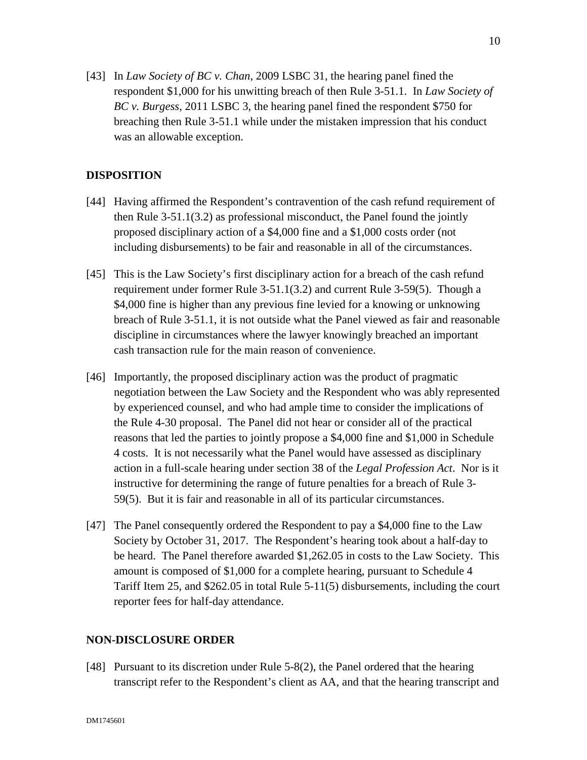[43] In *Law Society of BC v. Chan*, 2009 LSBC 31, the hearing panel fined the respondent $1,000 for his unwitting breach of then Rule 3-51.1. In *Law Society of BC v. Burgess*, 2011 LSBC 3, the hearing panel fined the respondent $750 for breaching then Rule 3-51.1 while under the mistaken impression that his conduct was an allowable exception.

## DISPOSITION

[44] Having affirmed the Respondent's contravention of the cash refund requirement of then Rule 3-51.1(3.2) as professional misconduct, the Panel found the jointly proposed disciplinary action of a $4,000 fine and a $1,000 costs order (not including disbursements) to be fair and reasonable in all of the circumstances.

[45] This is the Law Society's first disciplinary action for a breach of the cash refund requirement under former Rule 3-51.1(3.2) and current Rule 3-59(5). Though a $4,000 fine is higher than any previous fine levied for a knowing or unknowing breach of Rule 3-51.1, it is not outside what the Panel viewed as fair and reasonable discipline in circumstances where the lawyer knowingly breached an important cash transaction rule for the main reason of convenience.

[46] Importantly, the proposed disciplinary action was the product of pragmatic negotiation between the Law Society and the Respondent who was ably represented by experienced counsel, and who had ample time to consider the implications of the Rule 4-30 proposal. The Panel did not hear or consider all of the practical reasons that led the parties to jointly propose a $4,000 fine and $1,000 in Schedule 4 costs. It is not necessarily what the Panel would have assessed as disciplinary action in a full-scale hearing under section 38 of the *Legal Profession Act*. Nor is it instructive for determining the range of future penalties for a breach of Rule 3-59(5). But it is fair and reasonable in all of its particular circumstances.

[47] The Panel consequently ordered the Respondent to pay a $4,000 fine to the Law Society by October 31, 2017. The Respondent's hearing took about a half-day to be heard. The Panel therefore awarded $1,262.05 in costs to the Law Society. This amount is composed of $1,000 for a complete hearing, pursuant to Schedule 4 Tariff Item 25, and $262.05 in total Rule 5-11(5) disbursements, including the court reporter fees for half-day attendance.

## NON-DISCLOSURE ORDER

[48] Pursuant to its discretion under Rule 5-8(2), the Panel ordered that the hearing transcript refer to the Respondent's client as AA, and that the hearing transcript and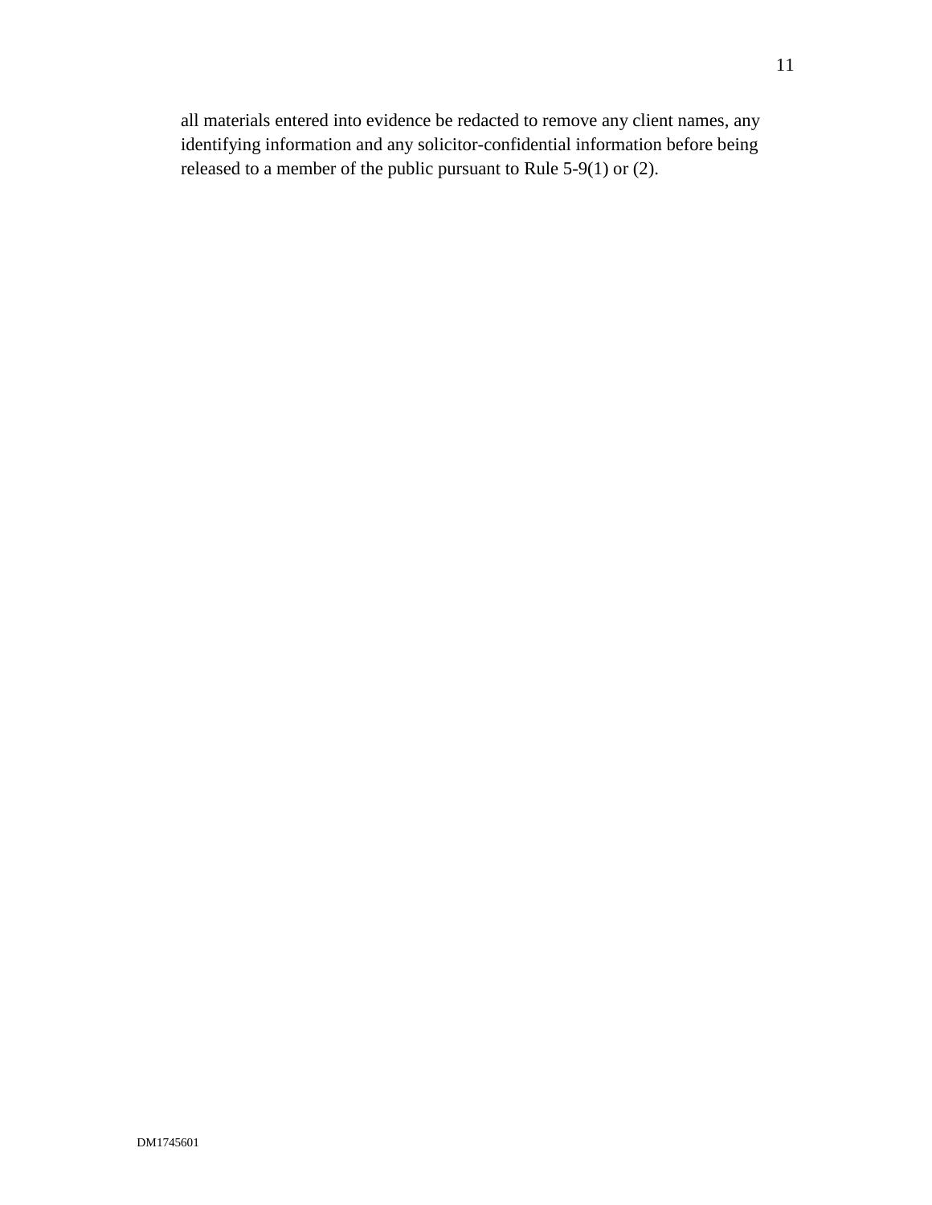all materials entered into evidence be redacted to remove any client names, any identifying information and any solicitor-confidential information before being released to a member of the public pursuant to Rule 5-9(1) or (2).